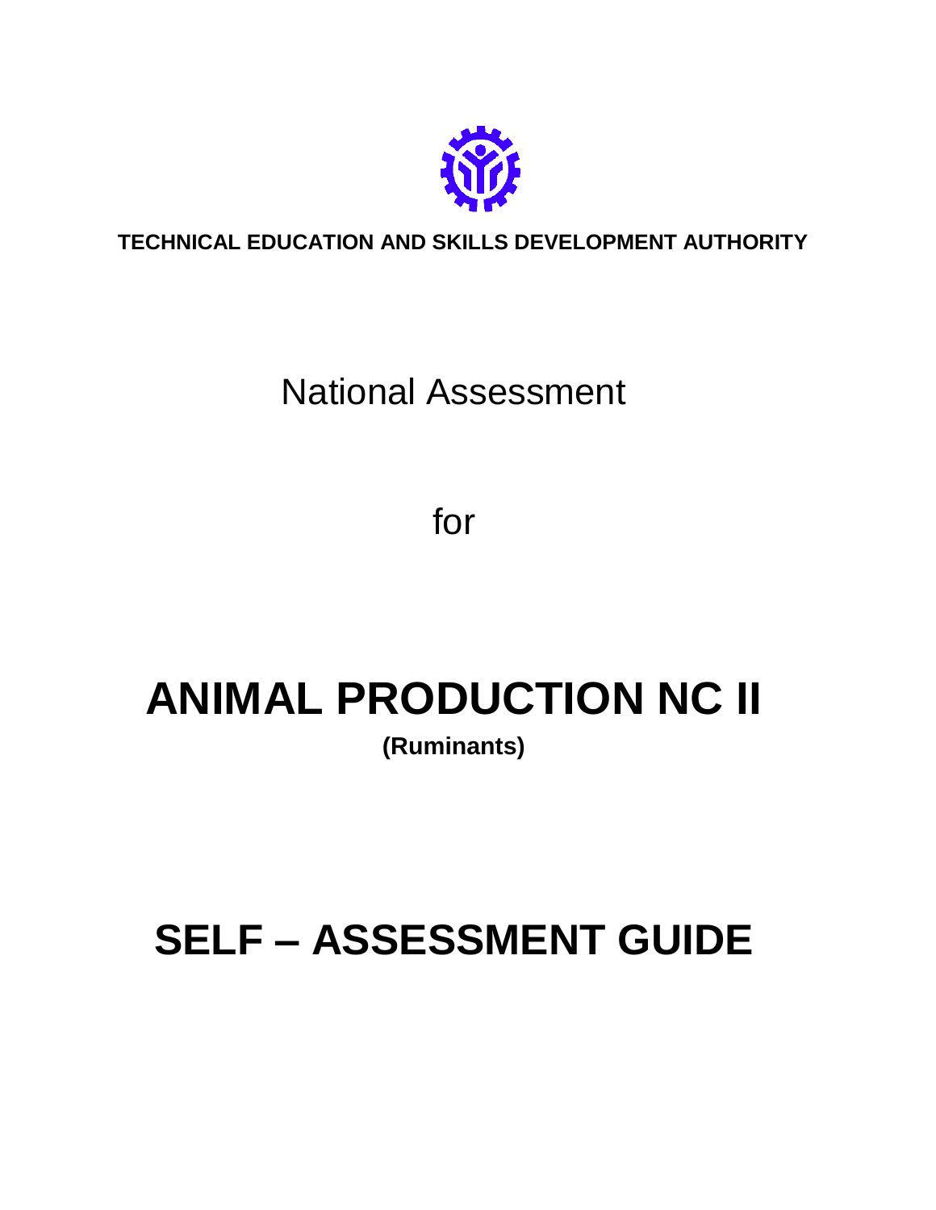**TECHNICAL EDUCATION AND SKILLS DEVELOPMENT AUTHORITY**

National Assessment

for

# ANIMAL PRODUCTION NC II

**(Ruminants)**

# SELF – ASSESSMENT GUIDE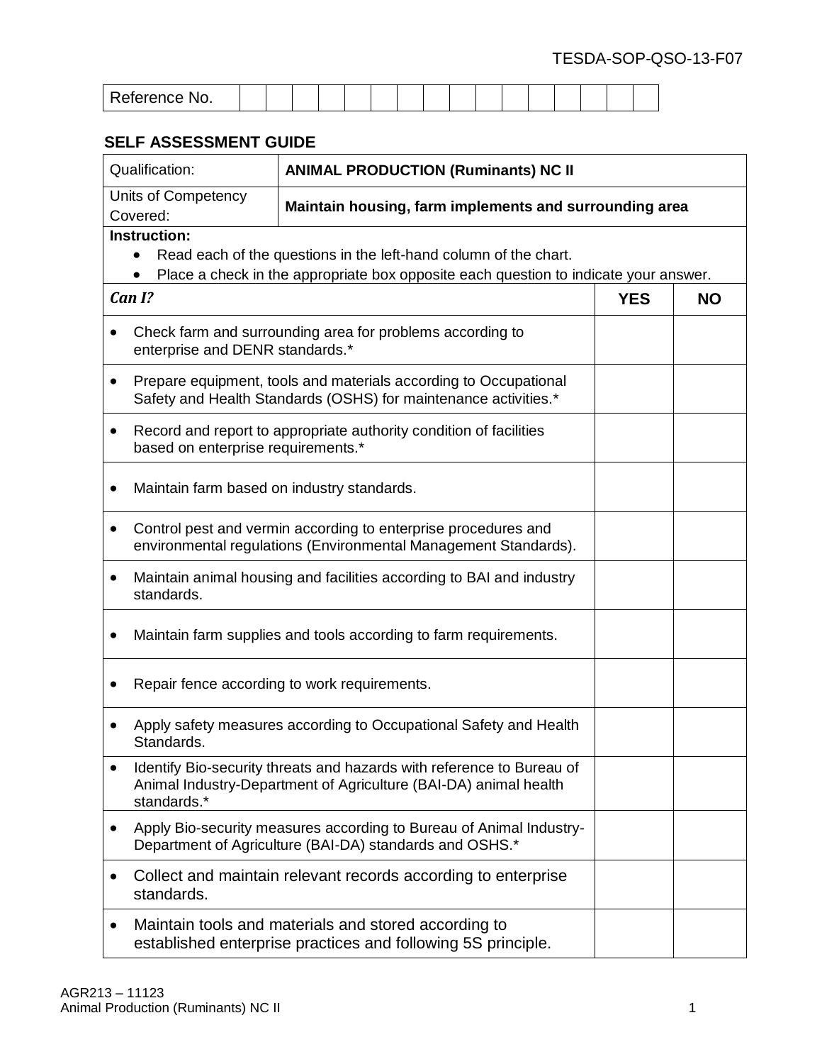TESDA-SOP-QSO-13-F07

| Reference No. | | | | | | | | | | | | | | | |
|---|---|---|---|---|---|---|---|---|---|---|---|---|---|---|---|

## SELF ASSESSMENT GUIDE

| Qualification: | **ANIMAL PRODUCTION (Ruminants) NC II** |
|---|---|
| Units of Competency Covered: | **Maintain housing, farm implements and surrounding area** |

**Instruction:**

- Read each of the questions in the left-hand column of the chart.
- Place a check in the appropriate box opposite each question to indicate your answer.

| ***Can I?*** | **YES** | **NO** |
|---|---|---|
| • Check farm and surrounding area for problems according to enterprise and DENR standards.* | | |
| • Prepare equipment, tools and materials according to Occupational Safety and Health Standards (OSHS) for maintenance activities.* | | |
| • Record and report to appropriate authority condition of facilities based on enterprise requirements.* | | |
| • Maintain farm based on industry standards. | | |
| • Control pest and vermin according to enterprise procedures and environmental regulations (Environmental Management Standards). | | |
| • Maintain animal housing and facilities according to BAI and industry standards. | | |
| • Maintain farm supplies and tools according to farm requirements. | | |
| • Repair fence according to work requirements. | | |
| • Apply safety measures according to Occupational Safety and Health Standards. | | |
| • Identify Bio-security threats and hazards with reference to Bureau of Animal Industry-Department of Agriculture (BAI-DA) animal health standards.* | | |
| • Apply Bio-security measures according to Bureau of Animal Industry-Department of Agriculture (BAI-DA) standards and OSHS.* | | |
| • Collect and maintain relevant records according to enterprise standards. | | |
| • Maintain tools and materials and stored according to established enterprise practices and following 5S principle. | | |

AGR213 – 11123
Animal Production (Ruminants) NC II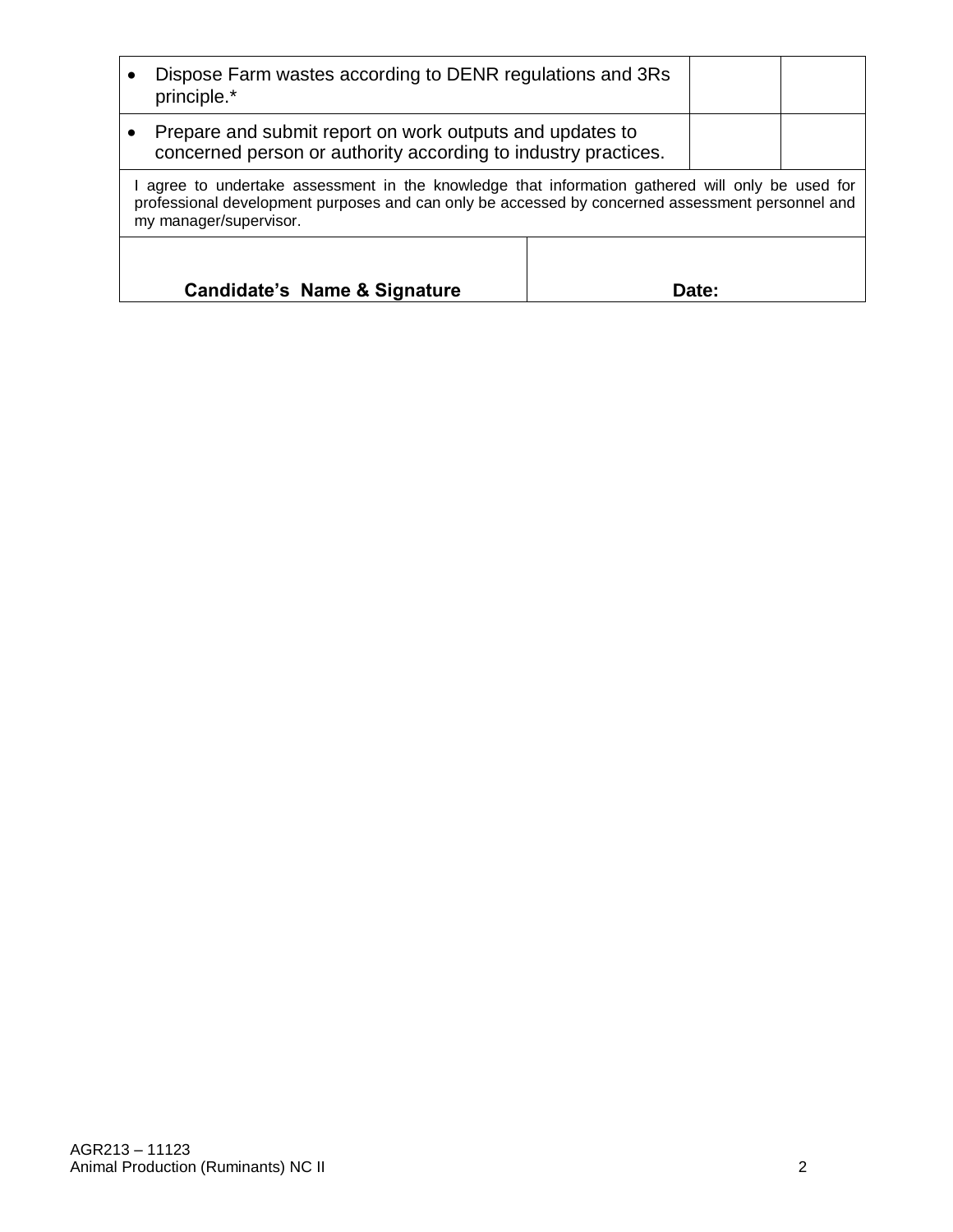| | | |
|---|---|---|
| • Dispose Farm wastes according to DENR regulations and 3Rs principle.* | | |
| • Prepare and submit report on work outputs and updates to concerned person or authority according to industry practices. | | |

I agree to undertake assessment in the knowledge that information gathered will only be used for professional development purposes and can only be accessed by concerned assessment personnel and my manager/supervisor.

| **Candidate's Name & Signature** | **Date:** |
|---|---|
| | |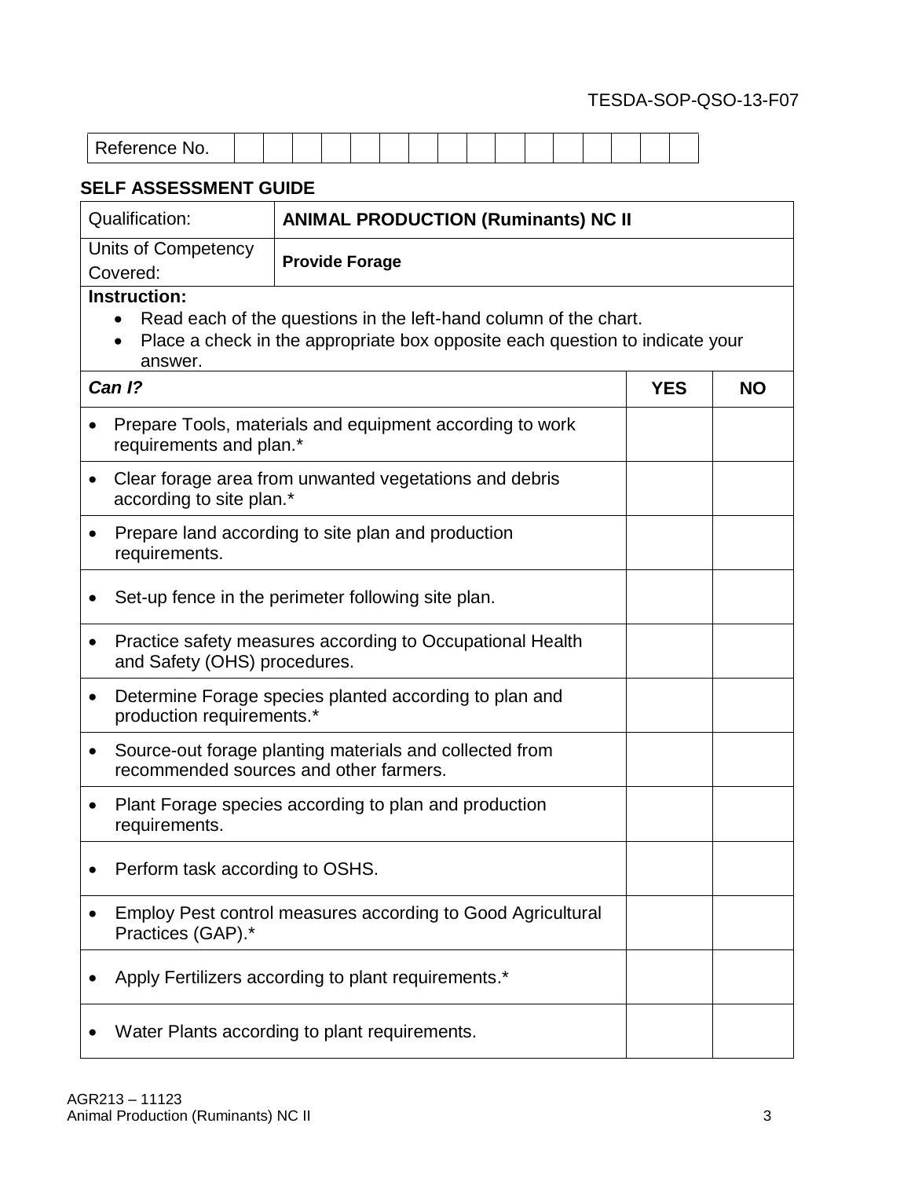TESDA-SOP-QSO-13-F07

| Reference No. | | | | | | | | | | | | | | | | |
|---|---|---|---|---|---|---|---|---|---|---|---|---|---|---|---|---|

## SELF ASSESSMENT GUIDE

| Qualification: | **ANIMAL PRODUCTION (Ruminants) NC II** |
|---|---|
| Units of Competency Covered: | **Provide Forage** |

**Instruction:**

- Read each of the questions in the left-hand column of the chart.
- Place a check in the appropriate box opposite each question to indicate your answer.

| ***Can I?*** | **YES** | **NO** |
|---|---|---|
| • Prepare Tools, materials and equipment according to work requirements and plan.* | | |
| • Clear forage area from unwanted vegetations and debris according to site plan.* | | |
| • Prepare land according to site plan and production requirements. | | |
| • Set-up fence in the perimeter following site plan. | | |
| • Practice safety measures according to Occupational Health and Safety (OHS) procedures. | | |
| • Determine Forage species planted according to plan and production requirements.* | | |
| • Source-out forage planting materials and collected from recommended sources and other farmers. | | |
| • Plant Forage species according to plan and production requirements. | | |
| • Perform task according to OSHS. | | |
| • Employ Pest control measures according to Good Agricultural Practices (GAP).* | | |
| • Apply Fertilizers according to plant requirements.* | | |
| • Water Plants according to plant requirements. | | |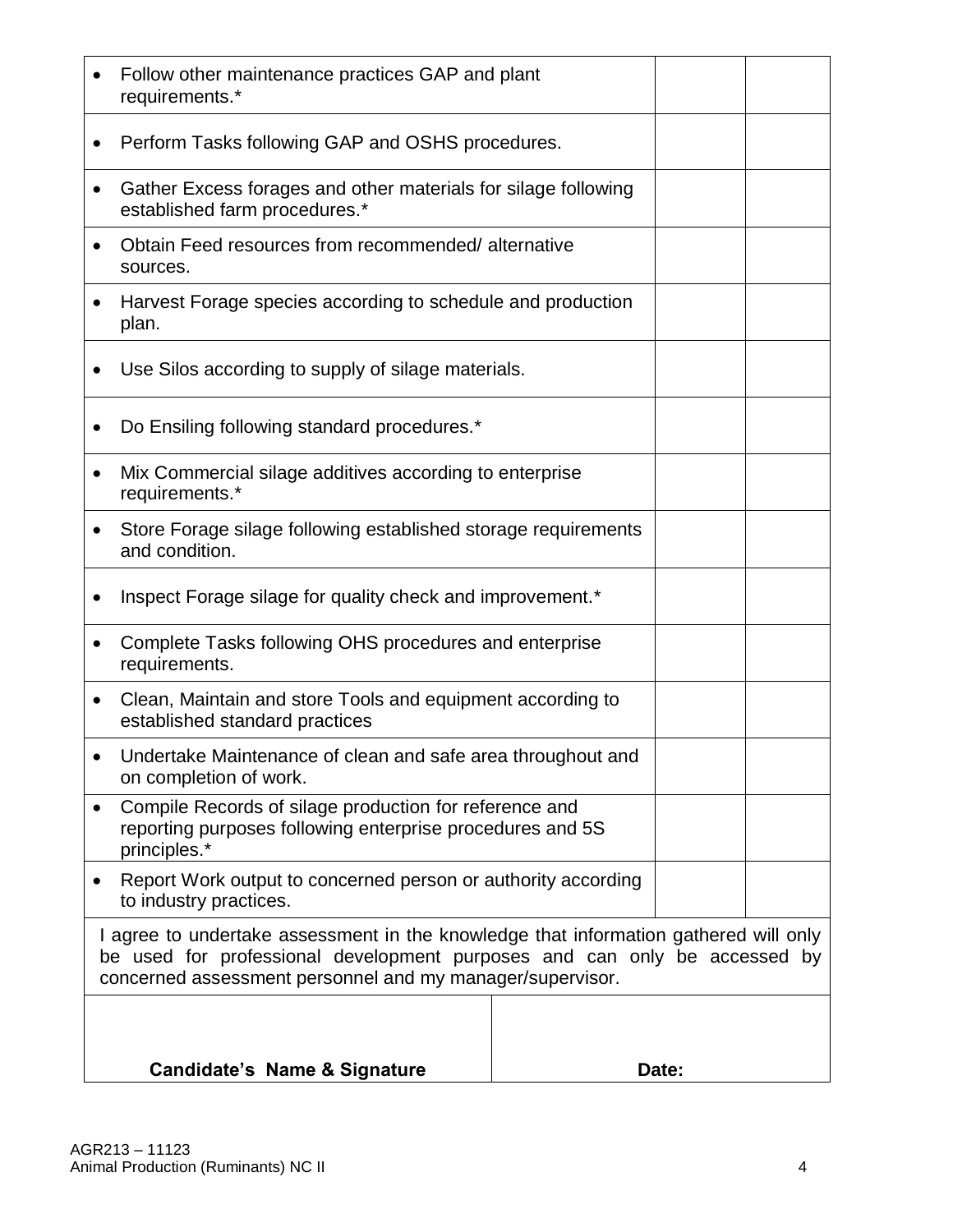| | | |
|---|---|---|
| • Follow other maintenance practices GAP and plant requirements.* | | |
| • Perform Tasks following GAP and OSHS procedures. | | |
| • Gather Excess forages and other materials for silage following established farm procedures.* | | |
| • Obtain Feed resources from recommended/ alternative sources. | | |
| • Harvest Forage species according to schedule and production plan. | | |
| • Use Silos according to supply of silage materials. | | |
| • Do Ensiling following standard procedures.* | | |
| • Mix Commercial silage additives according to enterprise requirements.* | | |
| • Store Forage silage following established storage requirements and condition. | | |
| • Inspect Forage silage for quality check and improvement.* | | |
| • Complete Tasks following OHS procedures and enterprise requirements. | | |
| • Clean, Maintain and store Tools and equipment according to established standard practices | | |
| • Undertake Maintenance of clean and safe area throughout and on completion of work. | | |
| • Compile Records of silage production for reference and reporting purposes following enterprise procedures and 5S principles.* | | |
| • Report Work output to concerned person or authority according to industry practices. | | |

I agree to undertake assessment in the knowledge that information gathered will only be used for professional development purposes and can only be accessed by concerned assessment personnel and my manager/supervisor.

| | |
|---|---|
| **Candidate's Name & Signature** | **Date:** |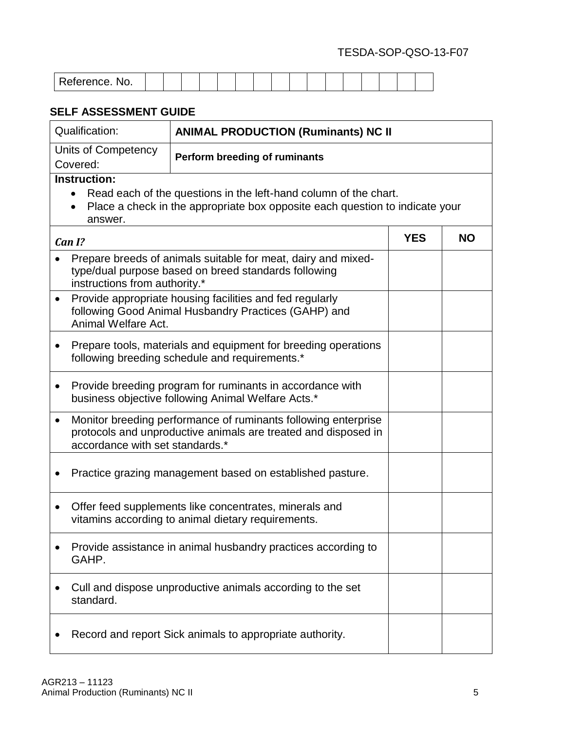TESDA-SOP-QSO-13-F07

| Reference. No. | | | | | | | | | | | | | | | | |
|---|---|---|---|---|---|---|---|---|---|---|---|---|---|---|---|---|

## SELF ASSESSMENT GUIDE

| Qualification: | **ANIMAL PRODUCTION (Ruminants) NC II** |
|---|---|
| Units of Competency Covered: | **Perform breeding of ruminants** |

**Instruction:**

- Read each of the questions in the left-hand column of the chart.
- Place a check in the appropriate box opposite each question to indicate your answer.

| *Can I?* | YES | NO |
|---|---|---|
| • Prepare breeds of animals suitable for meat, dairy and mixed-type/dual purpose based on breed standards following instructions from authority.* | | |
| • Provide appropriate housing facilities and fed regularly following Good Animal Husbandry Practices (GAHP) and Animal Welfare Act. | | |
| • Prepare tools, materials and equipment for breeding operations following breeding schedule and requirements.* | | |
| • Provide breeding program for ruminants in accordance with business objective following Animal Welfare Acts.* | | |
| • Monitor breeding performance of ruminants following enterprise protocols and unproductive animals are treated and disposed in accordance with set standards.* | | |
| • Practice grazing management based on established pasture. | | |
| • Offer feed supplements like concentrates, minerals and vitamins according to animal dietary requirements. | | |
| • Provide assistance in animal husbandry practices according to GAHP. | | |
| • Cull and dispose unproductive animals according to the set standard. | | |
| • Record and report Sick animals to appropriate authority. | | |

AGR213 – 11123
Animal Production (Ruminants) NC II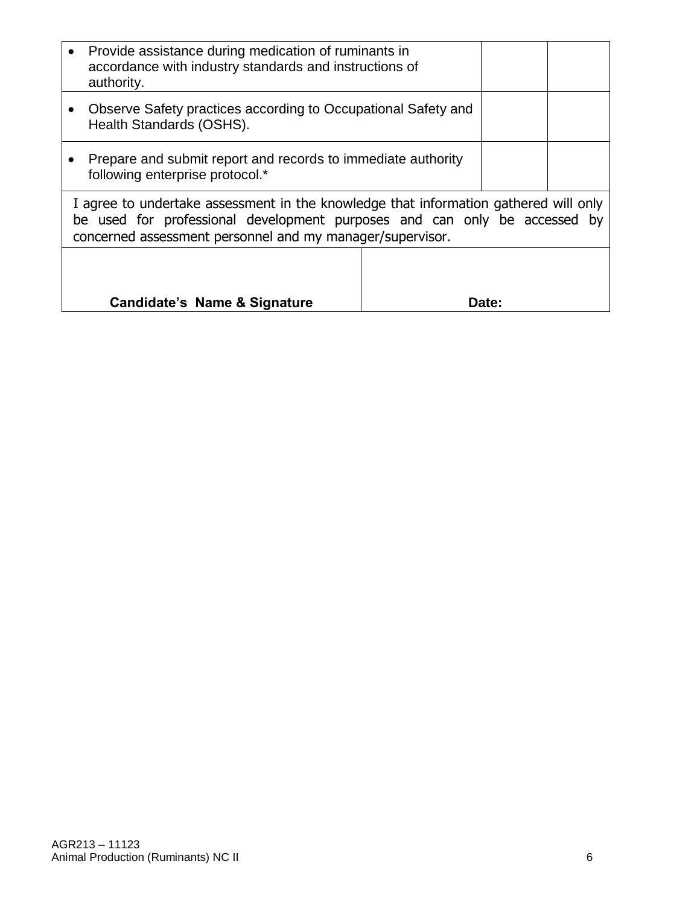| | | |
|---|---|---|
| • Provide assistance during medication of ruminants in accordance with industry standards and instructions of authority. | | |
| • Observe Safety practices according to Occupational Safety and Health Standards (OSHS). | | |
| • Prepare and submit report and records to immediate authority following enterprise protocol.* | | |

I agree to undertake assessment in the knowledge that information gathered will only be used for professional development purposes and can only be accessed by concerned assessment personnel and my manager/supervisor.

| | |
|---|---|
| **Candidate's Name & Signature** | **Date:** |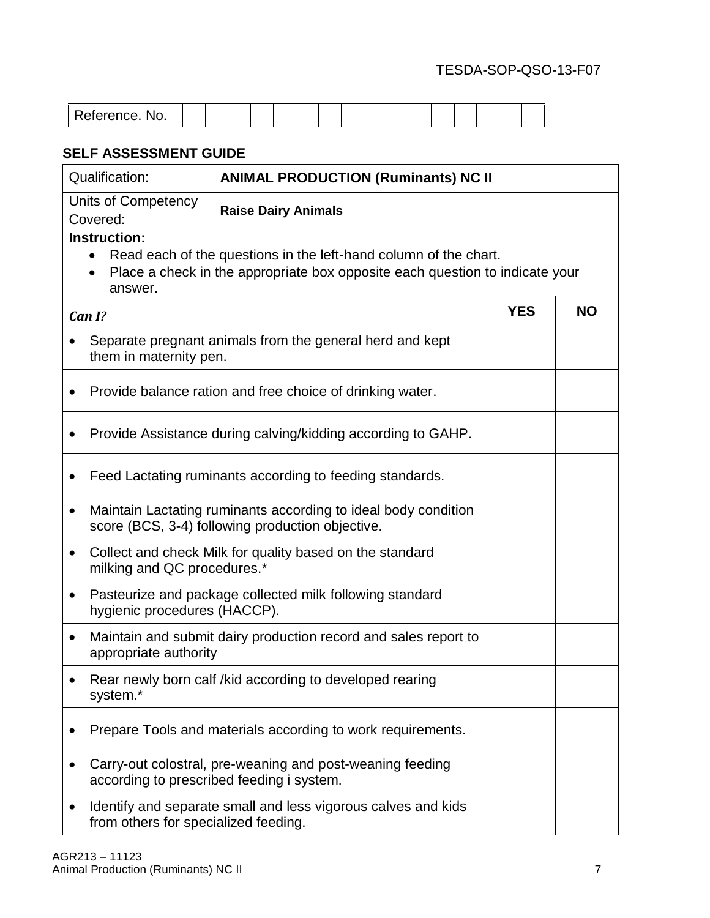TESDA-SOP-QSO-13-F07

| Reference. No. | | | | | | | | | | | | | | | | |
|---|---|---|---|---|---|---|---|---|---|---|---|---|---|---|---|---|

**SELF ASSESSMENT GUIDE**

| Qualification: | **ANIMAL PRODUCTION (Ruminants) NC II** |
|---|---|
| Units of Competency Covered: | **Raise Dairy Animals** |

**Instruction:**

- Read each of the questions in the left-hand column of the chart.
- Place a check in the appropriate box opposite each question to indicate your answer.

| *Can I?* | YES | NO |
|---|---|---|
| • Separate pregnant animals from the general herd and kept them in maternity pen. | | |
| • Provide balance ration and free choice of drinking water. | | |
| • Provide Assistance during calving/kidding according to GAHP. | | |
| • Feed Lactating ruminants according to feeding standards. | | |
| • Maintain Lactating ruminants according to ideal body condition score (BCS, 3-4) following production objective. | | |
| • Collect and check Milk for quality based on the standard milking and QC procedures.* | | |
| • Pasteurize and package collected milk following standard hygienic procedures (HACCP). | | |
| • Maintain and submit dairy production record and sales report to appropriate authority | | |
| • Rear newly born calf /kid according to developed rearing system.* | | |
| • Prepare Tools and materials according to work requirements. | | |
| • Carry-out colostral, pre-weaning and post-weaning feeding according to prescribed feeding i system. | | |
| • Identify and separate small and less vigorous calves and kids from others for specialized feeding. | | |

AGR213 – 11123
Animal Production (Ruminants) NC II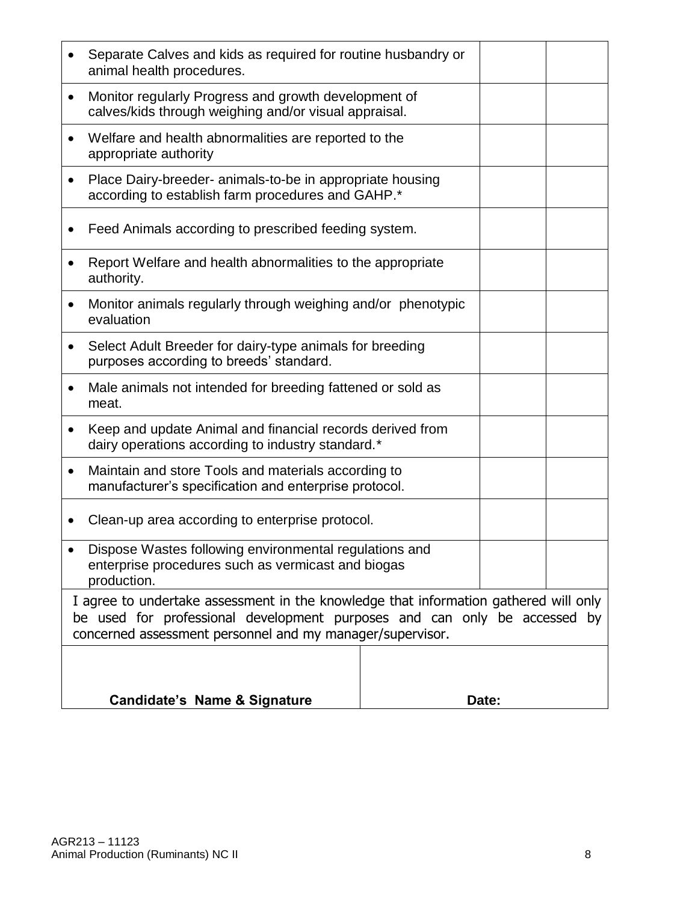| | | |
|---|---|---|
| • Separate Calves and kids as required for routine husbandry or animal health procedures. | | |
| • Monitor regularly Progress and growth development of calves/kids through weighing and/or visual appraisal. | | |
| • Welfare and health abnormalities are reported to the appropriate authority | | |
| • Place Dairy-breeder- animals-to-be in appropriate housing according to establish farm procedures and GAHP.* | | |
| • Feed Animals according to prescribed feeding system. | | |
| • Report Welfare and health abnormalities to the appropriate authority. | | |
| • Monitor animals regularly through weighing and/or phenotypic evaluation | | |
| • Select Adult Breeder for dairy-type animals for breeding purposes according to breeds' standard. | | |
| • Male animals not intended for breeding fattened or sold as meat. | | |
| • Keep and update Animal and financial records derived from dairy operations according to industry standard.* | | |
| • Maintain and store Tools and materials according to manufacturer's specification and enterprise protocol. | | |
| • Clean-up area according to enterprise protocol. | | |
| • Dispose Wastes following environmental regulations and enterprise procedures such as vermicast and biogas production. | | |

I agree to undertake assessment in the knowledge that information gathered will only be used for professional development purposes and can only be accessed by concerned assessment personnel and my manager/supervisor.

| | |
|---|---|
| **Candidate's Name & Signature** | **Date:** |

AGR213 – 11123
Animal Production (Ruminants) NC II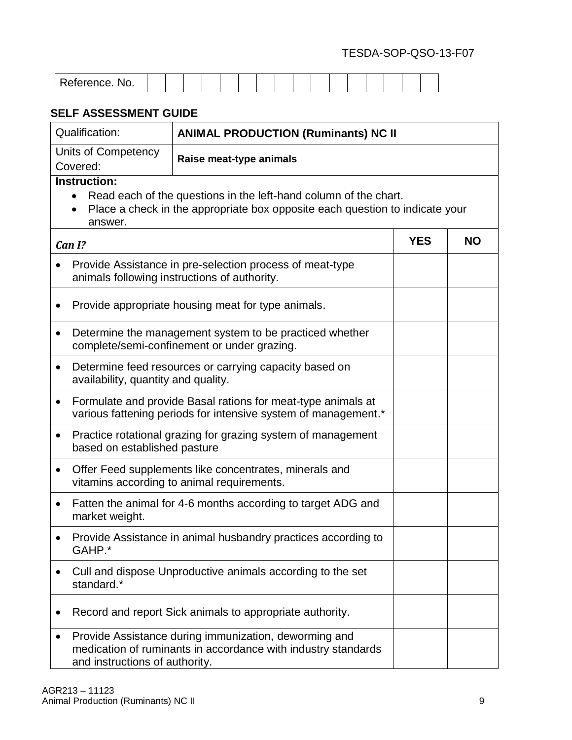TESDA-SOP-QSO-13-F07

| Reference. No. | | | | | | | | | | | | | | | | |
|---|---|---|---|---|---|---|---|---|---|---|---|---|---|---|---|---|

**SELF ASSESSMENT GUIDE**

| Qualification: | **ANIMAL PRODUCTION (Ruminants) NC II** |
|---|---|
| Units of Competency Covered: | **Raise meat-type animals** |

**Instruction:**

- Read each of the questions in the left-hand column of the chart.
- Place a check in the appropriate box opposite each question to indicate your answer.

| *Can I?* | YES | NO |
|---|---|---|
| • Provide Assistance in pre-selection process of meat-type animals following instructions of authority. | | |
| • Provide appropriate housing meat for type animals. | | |
| • Determine the management system to be practiced whether complete/semi-confinement or under grazing. | | |
| • Determine feed resources or carrying capacity based on availability, quantity and quality. | | |
| • Formulate and provide Basal rations for meat-type animals at various fattening periods for intensive system of management.* | | |
| • Practice rotational grazing for grazing system of management based on established pasture | | |
| • Offer Feed supplements like concentrates, minerals and vitamins according to animal requirements. | | |
| • Fatten the animal for 4-6 months according to target ADG and market weight. | | |
| • Provide Assistance in animal husbandry practices according to GAHP.* | | |
| • Cull and dispose Unproductive animals according to the set standard.* | | |
| • Record and report Sick animals to appropriate authority. | | |
| • Provide Assistance during immunization, deworming and medication of ruminants in accordance with industry standards and instructions of authority. | | |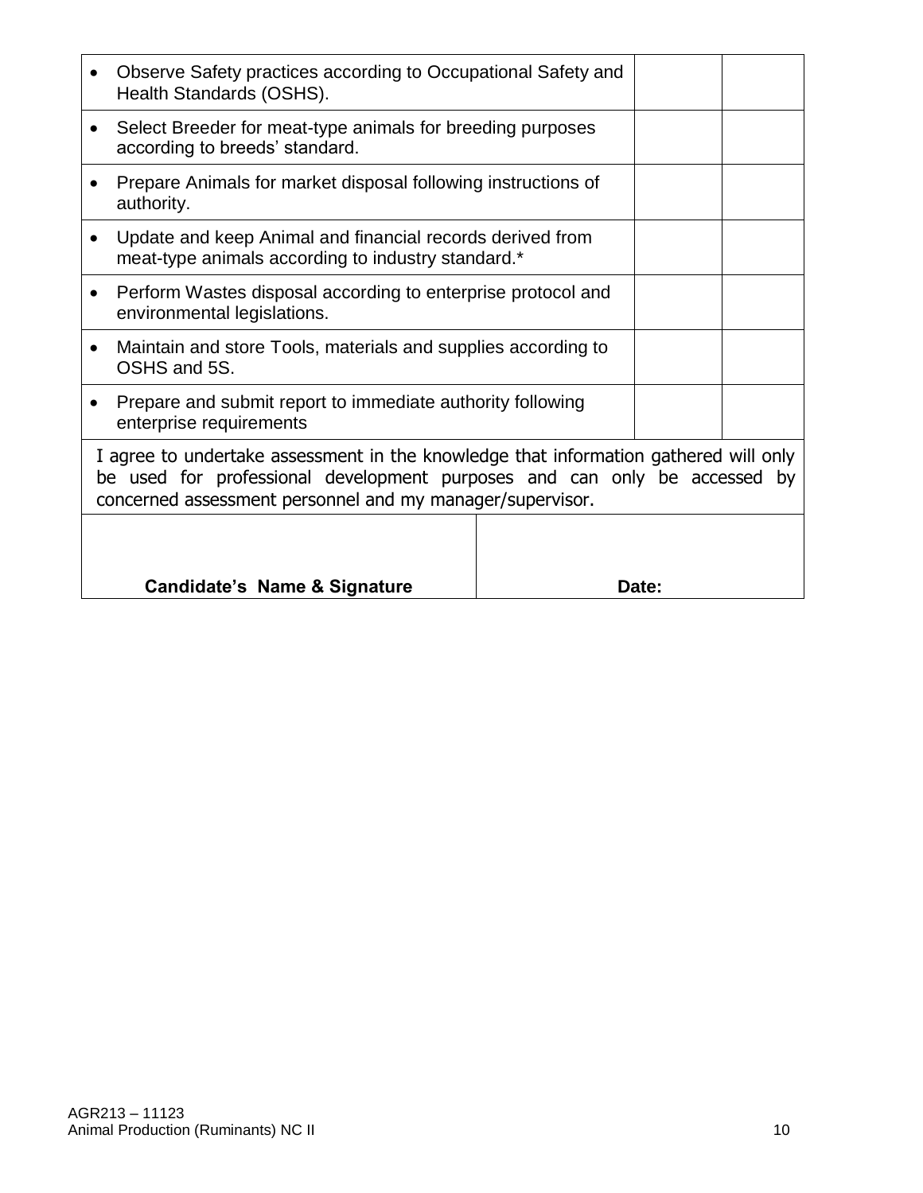| | | |
|---|---|---|
| • Observe Safety practices according to Occupational Safety and Health Standards (OSHS). | | |
| • Select Breeder for meat-type animals for breeding purposes according to breeds' standard. | | |
| • Prepare Animals for market disposal following instructions of authority. | | |
| • Update and keep Animal and financial records derived from meat-type animals according to industry standard.* | | |
| • Perform Wastes disposal according to enterprise protocol and environmental legislations. | | |
| • Maintain and store Tools, materials and supplies according to OSHS and 5S. | | |
| • Prepare and submit report to immediate authority following enterprise requirements | | |
| I agree to undertake assessment in the knowledge that information gathered will only be used for professional development purposes and can only be accessed by concerned assessment personnel and my manager/supervisor. | | |
| **Candidate's Name & Signature** | **Date:** | |

AGR213 – 11123
Animal Production (Ruminants) NC II